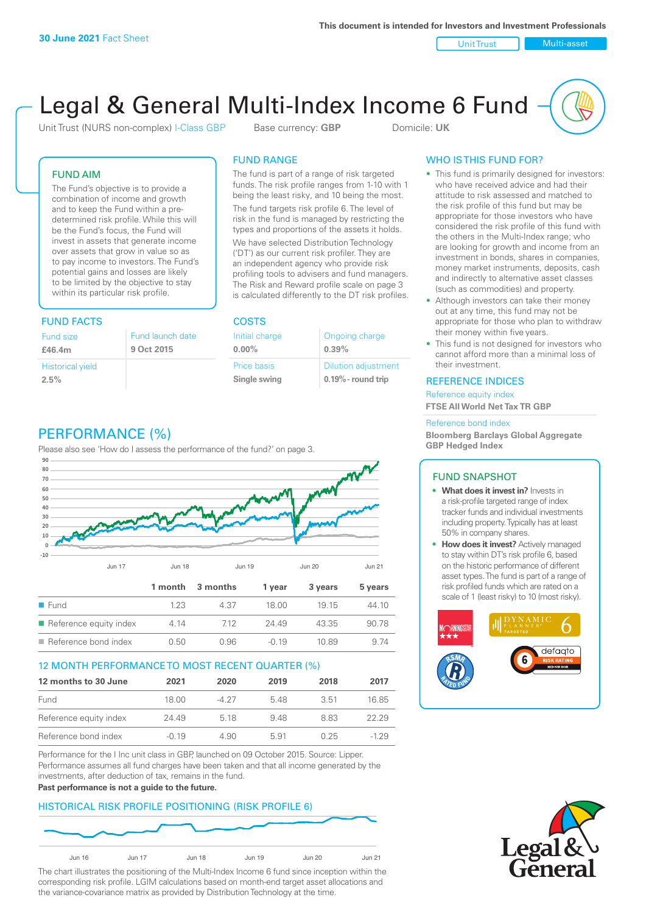**30 June 2021** Fact Sheet

This document is intended for Investors and Investment Professionals

Unit Trust | Multi-asset

# Legal & General Multi-Index Income 6 Fund

Unit Trust (NURS non-complex) I-Class GBP    Base currency: **GBP**    Domicile: **UK**

## FUND AIM

The Fund's objective is to provide a combination of income and growth and to keep the Fund within a pre-determined risk profile. While this will be the Fund's focus, the Fund will invest in assets that generate income over assets that grow in value so as to pay income to investors. The Fund's potential gains and losses are likely to be limited by the objective to stay within its particular risk profile.

## FUND FACTS

| Fund size | Fund launch date |
|---|---|
| **£46.4m** | **9 Oct 2015** |
| Historical yield | |
| **2.5%** | |

## FUND RANGE

The fund is part of a range of risk targeted funds. The risk profile ranges from 1-10 with 1 being the least risky, and 10 being the most.

The fund targets risk profile 6. The level of risk in the fund is managed by restricting the types and proportions of the assets it holds.

We have selected Distribution Technology ('DT') as our current risk profiler. They are an independent agency who provide risk profiling tools to advisers and fund managers. The Risk and Reward profile scale on page 3 is calculated differently to the DT risk profiles.

## COSTS

| Initial charge | Ongoing charge |
|---|---|
| **0.00%** | **0.39%** |
| Price basis | Dilution adjustment |
| **Single swing** | **0.19% - round trip** |

## WHO IS THIS FUND FOR?

- This fund is primarily designed for investors: who have received advice and had their attitude to risk assessed and matched to the risk profile of this fund but may be appropriate for those investors who have considered the risk profile of this fund with the others in the Multi-Index range; who are looking for growth and income from an investment in bonds, shares in companies, money market instruments, deposits, cash and indirectly to alternative asset classes (such as commodities) and property.
- Although investors can take their money out at any time, this fund may not be appropriate for those who plan to withdraw their money within five years.
- This fund is not designed for investors who cannot afford more than a minimal loss of their investment.

## REFERENCE INDICES

Reference equity index
**FTSE All World Net Tax TR GBP**

Reference bond index
**Bloomberg Barclays Global Aggregate GBP Hedged Index**

## PERFORMANCE (%)

Please also see 'How do I assess the performance of the fund?' on page 3.

| | 1 month | 3 months | 1 year | 3 years | 5 years |
|---|---|---|---|---|---|
| Fund | 1.23 | 4.37 | 18.00 | 19.15 | 44.10 |
| Reference equity index | 4.14 | 7.12 | 24.49 | 43.35 | 90.78 |
| Reference bond index | 0.50 | 0.96 | -0.19 | 10.89 | 9.74 |

## 12 MONTH PERFORMANCE TO MOST RECENT QUARTER (%)

| 12 months to 30 June | 2021 | 2020 | 2019 | 2018 | 2017 |
|---|---|---|---|---|---|
| Fund | 18.00 | -4.27 | 5.48 | 3.51 | 16.85 |
| Reference equity index | 24.49 | 5.18 | 9.48 | 8.83 | 22.29 |
| Reference bond index | -0.19 | 4.90 | 5.91 | 0.25 | -1.29 |

Performance for the I Inc unit class in GBP, launched on 09 October 2015. Source: Lipper. Performance assumes all fund charges have been taken and that all income generated by the investments, after deduction of tax, remains in the fund.

**Past performance is not a guide to the future.**

## HISTORICAL RISK PROFILE POSITIONING (RISK PROFILE 6)

The chart illustrates the positioning of the Multi-Index Income 6 fund since inception within the corresponding risk profile. LGIM calculations based on month-end target asset allocations and the variance-covariance matrix as provided by Distribution Technology at the time.

## FUND SNAPSHOT

- **What does it invest in?** Invests in a risk-profile targeted range of index tracker funds and individual investments including property. Typically has at least 50% in company shares.
- **How does it invest?** Actively managed to stay within DT's risk profile 6, based on the historic performance of different asset types. The fund is part of a range of risk profiled funds which are rated on a scale of 1 (least risky) to 10 (most risky).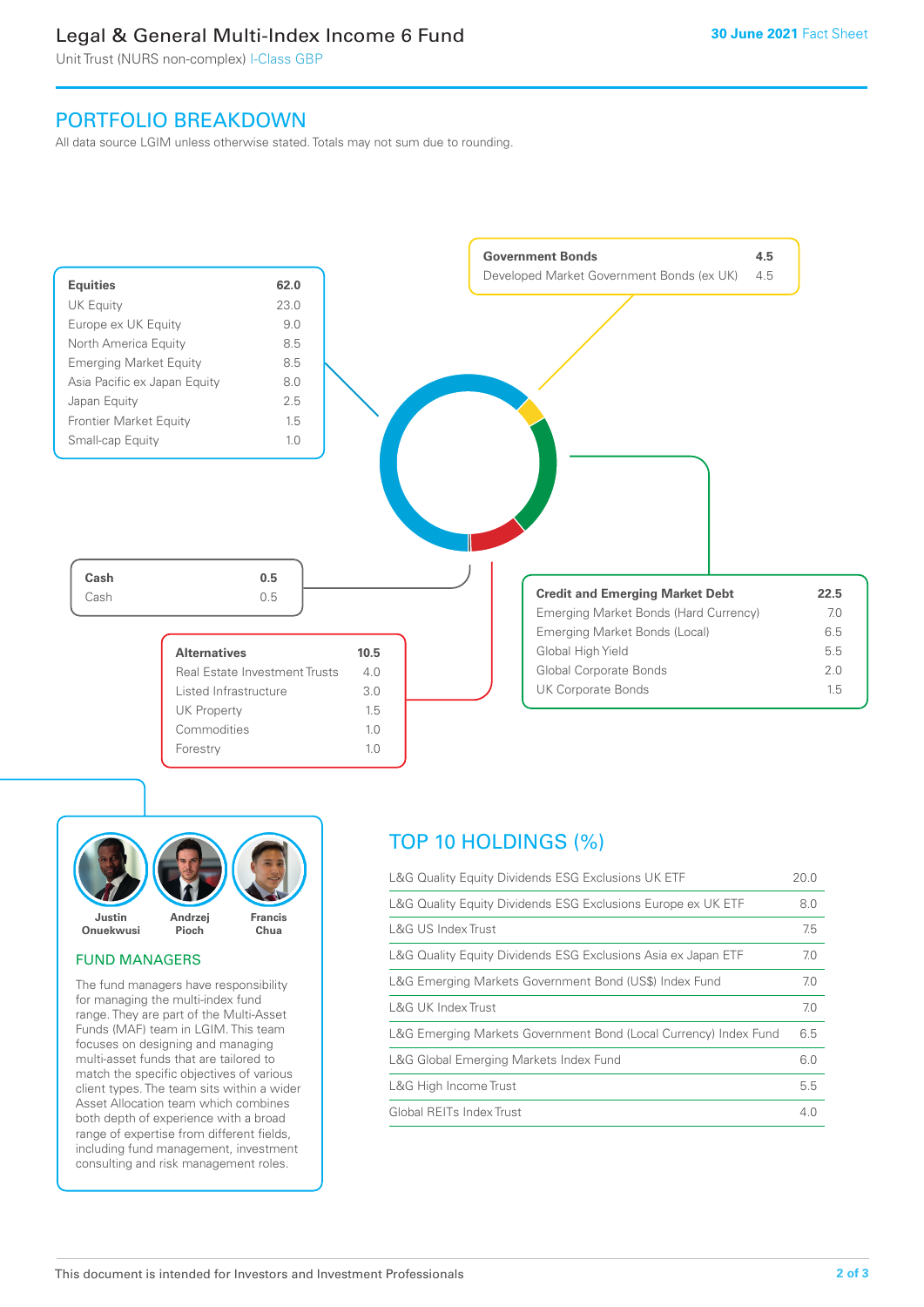# Legal & General Multi-Index Income 6 Fund

Unit Trust (NURS non-complex) I-Class GBP

**30 June 2021** Fact Sheet

## PORTFOLIO BREAKDOWN

All data source LGIM unless otherwise stated. Totals may not sum due to rounding.

| Equities | 62.0 |
|---|---|
| UK Equity | 23.0 |
| Europe ex UK Equity | 9.0 |
| North America Equity | 8.5 |
| Emerging Market Equity | 8.5 |
| Asia Pacific ex Japan Equity | 8.0 |
| Japan Equity | 2.5 |
| Frontier Market Equity | 1.5 |
| Small-cap Equity | 1.0 |

| Government Bonds | 4.5 |
|---|---|
| Developed Market Government Bonds (ex UK) | 4.5 |

| Cash | 0.5 |
|---|---|
| Cash | 0.5 |

| Credit and Emerging Market Debt | 22.5 |
|---|---|
| Emerging Market Bonds (Hard Currency) | 7.0 |
| Emerging Market Bonds (Local) | 6.5 |
| Global High Yield | 5.5 |
| Global Corporate Bonds | 2.0 |
| UK Corporate Bonds | 1.5 |

| Alternatives | 10.5 |
|---|---|
| Real Estate Investment Trusts | 4.0 |
| Listed Infrastructure | 3.0 |
| UK Property | 1.5 |
| Commodities | 1.0 |
| Forestry | 1.0 |

Justin Onuekwusi, Andrzej Pioch, Francis Chua

### FUND MANAGERS

The fund managers have responsibility for managing the multi-index fund range. They are part of the Multi-Asset Funds (MAF) team in LGIM. This team focuses on designing and managing multi-asset funds that are tailored to match the specific objectives of various client types. The team sits within a wider Asset Allocation team which combines both depth of experience with a broad range of expertise from different fields, including fund management, investment consulting and risk management roles.

## TOP 10 HOLDINGS (%)

| Holding | % |
|---|---|
| L&G Quality Equity Dividends ESG Exclusions UK ETF | 20.0 |
| L&G Quality Equity Dividends ESG Exclusions Europe ex UK ETF | 8.0 |
| L&G US Index Trust | 7.5 |
| L&G Quality Equity Dividends ESG Exclusions Asia ex Japan ETF | 7.0 |
| L&G Emerging Markets Government Bond (US$) Index Fund | 7.0 |
| L&G UK Index Trust | 7.0 |
| L&G Emerging Markets Government Bond (Local Currency) Index Fund | 6.5 |
| L&G Global Emerging Markets Index Fund | 6.0 |
| L&G High Income Trust | 5.5 |
| Global REITs Index Trust | 4.0 |

This document is intended for Investors and Investment Professionals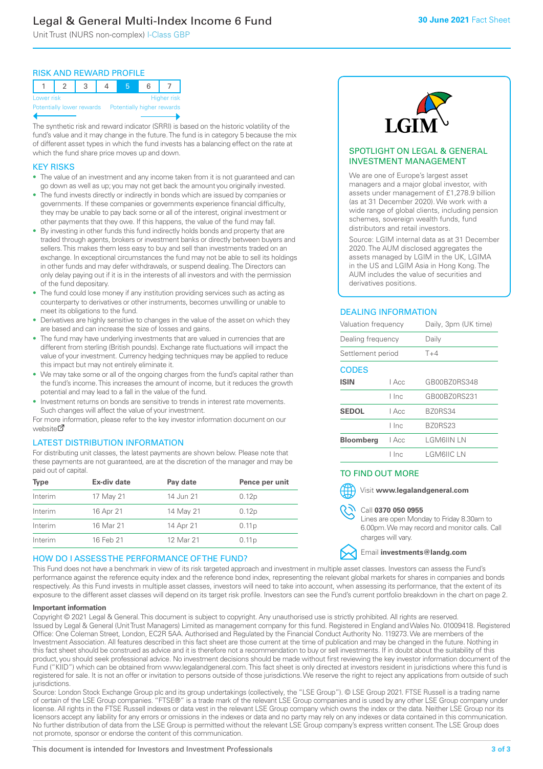# Legal & General Multi-Index Income 6 Fund

Unit Trust (NURS non-complex) I-Class GBP

**30 June 2021** Fact Sheet

## RISK AND REWARD PROFILE

| 1 | 2 | 3 | 4 | 5 | 6 | 7 |
|---|---|---|---|---|---|---|

Lower risk — Higher risk

Potentially lower rewards — Potentially higher rewards

The synthetic risk and reward indicator (SRRI) is based on the historic volatility of the fund's value and it may change in the future. The fund is in category 5 because the mix of different asset types in which the fund invests has a balancing effect on the rate at which the fund share price moves up and down.

## KEY RISKS

- The value of an investment and any income taken from it is not guaranteed and can go down as well as up; you may not get back the amount you originally invested.
- The fund invests directly or indirectly in bonds which are issued by companies or governments. If these companies or governments experience financial difficulty, they may be unable to pay back some or all of the interest, original investment or other payments that they owe. If this happens, the value of the fund may fall.
- By investing in other funds this fund indirectly holds bonds and property that are traded through agents, brokers or investment banks or directly between buyers and sellers. This makes them less easy to buy and sell than investments traded on an exchange. In exceptional circumstances the fund may not be able to sell its holdings in other funds and may defer withdrawals, or suspend dealing. The Directors can only delay paying out if it is in the interests of all investors and with the permission of the fund depositary.
- The fund could lose money if any institution providing services such as acting as counterparty to derivatives or other instruments, becomes unwilling or unable to meet its obligations to the fund.
- Derivatives are highly sensitive to changes in the value of the asset on which they are based and can increase the size of losses and gains.
- The fund may have underlying investments that are valued in currencies that are different from sterling (British pounds). Exchange rate fluctuations will impact the value of your investment. Currency hedging techniques may be applied to reduce this impact but may not entirely eliminate it.
- We may take some or all of the ongoing charges from the fund's capital rather than the fund's income. This increases the amount of income, but it reduces the growth potential and may lead to a fall in the value of the fund.
- Investment returns on bonds are sensitive to trends in interest rate movements. Such changes will affect the value of your investment.

For more information, please refer to the key investor information document on our website

## LATEST DISTRIBUTION INFORMATION

For distributing unit classes, the latest payments are shown below. Please note that these payments are not guaranteed, are at the discretion of the manager and may be paid out of capital.

| Type | Ex-div date | Pay date | Pence per unit |
|---|---|---|---|
| Interim | 17 May 21 | 14 Jun 21 | 0.12p |
| Interim | 16 Apr 21 | 14 May 21 | 0.12p |
| Interim | 16 Mar 21 | 14 Apr 21 | 0.11p |
| Interim | 16 Feb 21 | 12 Mar 21 | 0.11p |

## SPOTLIGHT ON LEGAL & GENERAL INVESTMENT MANAGEMENT

We are one of Europe's largest asset managers and a major global investor, with assets under management of £1,278.9 billion (as at 31 December 2020). We work with a wide range of global clients, including pension schemes, sovereign wealth funds, fund distributors and retail investors.

Source: LGIM internal data as at 31 December 2020. The AUM disclosed aggregates the assets managed by LGIM in the UK, LGIMA in the US and LGIM Asia in Hong Kong. The AUM includes the value of securities and derivatives positions.

## DEALING INFORMATION

| | |
|---|---|
| Valuation frequency | Daily, 3pm (UK time) |
| Dealing frequency | Daily |
| Settlement period | T+4 |

## CODES

| | | |
|---|---|---|
| **ISIN** | I Acc | GB00BZ0RS348 |
| | I Inc | GB00BZ0RS231 |
| **SEDOL** | I Acc | BZ0RS34 |
| | I Inc | BZ0RS23 |
| **Bloomberg** | I Acc | LGM6IIN LN |
| | I Inc | LGM6IIC LN |

## TO FIND OUT MORE

Visit **www.legalandgeneral.com**

Call **0370 050 0955**
Lines are open Monday to Friday 8.30am to 6.00pm. We may record and monitor calls. Call charges will vary.

Email **investments@landg.com**

## HOW DO I ASSESS THE PERFORMANCE OF THE FUND?

This Fund does not have a benchmark in view of its risk targeted approach and investment in multiple asset classes. Investors can assess the Fund's performance against the reference equity index and the reference bond index, representing the relevant global markets for shares in companies and bonds respectively. As this Fund invests in multiple asset classes, investors will need to take into account, when assessing its performance, that the extent of its exposure to the different asset classes will depend on its target risk profile. Investors can see the Fund's current portfolio breakdown in the chart on page 2.

### Important information

Copyright © 2021 Legal & General. This document is subject to copyright. Any unauthorised use is strictly prohibited. All rights are reserved.

Issued by Legal & General (Unit Trust Managers) Limited as management company for this fund. Registered in England and Wales No. 01009418. Registered Office: One Coleman Street, London, EC2R 5AA. Authorised and Regulated by the Financial Conduct Authority No. 119273. We are members of the Investment Association. All features described in this fact sheet are those current at the time of publication and may be changed in the future. Nothing in this fact sheet should be construed as advice and it is therefore not a recommendation to buy or sell investments. If in doubt about the suitability of this product, you should seek professional advice. No investment decisions should be made without first reviewing the key investor information document of the Fund ("KIID") which can be obtained from www.legalandgeneral.com. This fact sheet is only directed at investors resident in jurisdictions where this fund is registered for sale. It is not an offer or invitation to persons outside of those jurisdictions. We reserve the right to reject any applications from outside of such jurisdictions.

Source: London Stock Exchange Group plc and its group undertakings (collectively, the "LSE Group"). © LSE Group 2021. FTSE Russell is a trading name of certain of the LSE Group companies. "FTSE®" is a trade mark of the relevant LSE Group companies and is used by any other LSE Group company under license. All rights in the FTSE Russell indexes or data vest in the relevant LSE Group company which owns the index or the data. Neither LSE Group nor its licensors accept any liability for any errors or omissions in the indexes or data and no party may rely on any indexes or data contained in this communication. No further distribution of data from the LSE Group is permitted without the relevant LSE Group company's express written consent. The LSE Group does not promote, sponsor or endorse the content of this communication.

This document is intended for Investors and Investment Professionals